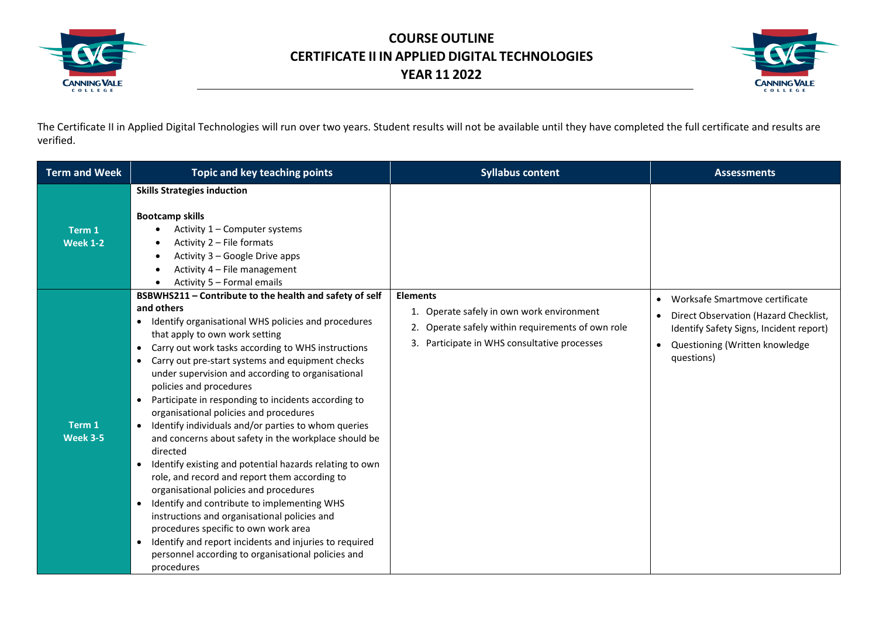# COURSE OUTLINE
# CERTIFICATE II IN APPLIED DIGITAL TECHNOLOGIES
# YEAR 11 2022

The Certificate II in Applied Digital Technologies will run over two years. Student results will not be available until they have completed the full certificate and results are verified.

| Term and Week | Topic and key teaching points | Syllabus content | Assessments |
|---|---|---|---|
| **Term 1 Week 1-2** | **Skills Strategies induction**<br><br>**Bootcamp skills**<br>• Activity 1 – Computer systems<br>• Activity 2 – File formats<br>• Activity 3 – Google Drive apps<br>• Activity 4 – File management<br>• Activity 5 – Formal emails | | |
| **Term 1 Week 3-5** | **BSBWHS211 – Contribute to the health and safety of self and others**<br>• Identify organisational WHS policies and procedures that apply to own work setting<br>• Carry out work tasks according to WHS instructions<br>• Carry out pre-start systems and equipment checks under supervision and according to organisational policies and procedures<br>• Participate in responding to incidents according to organisational policies and procedures<br>• Identify individuals and/or parties to whom queries and concerns about safety in the workplace should be directed<br>• Identify existing and potential hazards relating to own role, and record and report them according to organisational policies and procedures<br>• Identify and contribute to implementing WHS instructions and organisational policies and procedures specific to own work area<br>• Identify and report incidents and injuries to required personnel according to organisational policies and procedures | **Elements**<br>1. Operate safely in own work environment<br>2. Operate safely within requirements of own role<br>3. Participate in WHS consultative processes | • Worksafe Smartmove certificate<br>• Direct Observation (Hazard Checklist, Identify Safety Signs, Incident report)<br>• Questioning (Written knowledge questions) |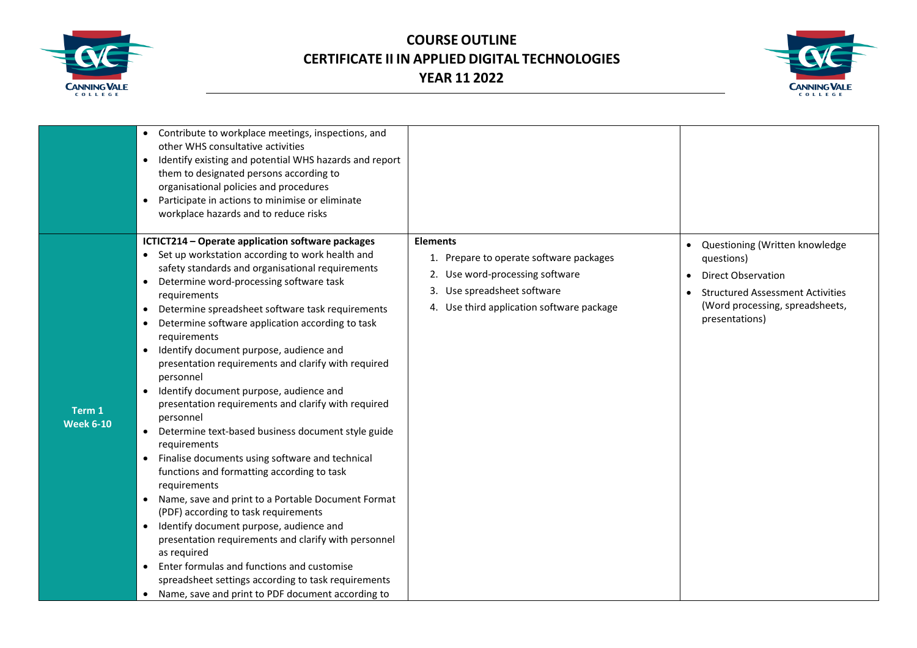# COURSE OUTLINE
# CERTIFICATE II IN APPLIED DIGITAL TECHNOLOGIES
# YEAR 11 2022

| | | | |
|---|---|---|---|
| | • Contribute to workplace meetings, inspections, and other WHS consultative activities<br>• Identify existing and potential WHS hazards and report them to designated persons according to organisational policies and procedures<br>• Participate in actions to minimise or eliminate workplace hazards and to reduce risks | | |
| **Term 1 Week 6-10** | **ICTICT214 – Operate application software packages**<br>• Set up workstation according to work health and safety standards and organisational requirements<br>• Determine word-processing software task requirements<br>• Determine spreadsheet software task requirements<br>• Determine software application according to task requirements<br>• Identify document purpose, audience and presentation requirements and clarify with required personnel<br>• Identify document purpose, audience and presentation requirements and clarify with required personnel<br>• Determine text-based business document style guide requirements<br>• Finalise documents using software and technical functions and formatting according to task requirements<br>• Name, save and print to a Portable Document Format (PDF) according to task requirements<br>• Identify document purpose, audience and presentation requirements and clarify with personnel as required<br>• Enter formulas and functions and customise spreadsheet settings according to task requirements<br>• Name, save and print to PDF document according to | **Elements**<br>1. Prepare to operate software packages<br>2. Use word-processing software<br>3. Use spreadsheet software<br>4. Use third application software package | • Questioning (Written knowledge questions)<br>• Direct Observation<br>• Structured Assessment Activities (Word processing, spreadsheets, presentations) |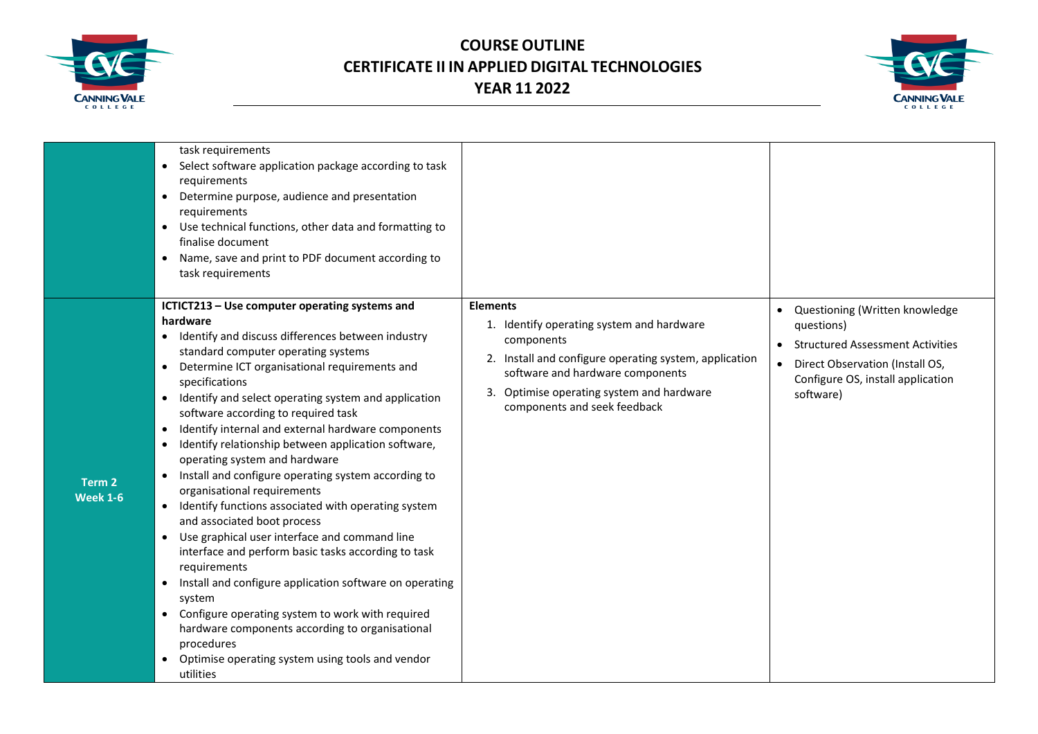| | | | |
|---|---|---|---|
| | task requirements<br>• Select software application package according to task requirements<br>• Determine purpose, audience and presentation requirements<br>• Use technical functions, other data and formatting to finalise document<br>• Name, save and print to PDF document according to task requirements | | |
| **Term 2 Week 1-6** | **ICTICT213 – Use computer operating systems and hardware**<br>• Identify and discuss differences between industry standard computer operating systems<br>• Determine ICT organisational requirements and specifications<br>• Identify and select operating system and application software according to required task<br>• Identify internal and external hardware components<br>• Identify relationship between application software, operating system and hardware<br>• Install and configure operating system according to organisational requirements<br>• Identify functions associated with operating system and associated boot process<br>• Use graphical user interface and command line interface and perform basic tasks according to task requirements<br>• Install and configure application software on operating system<br>• Configure operating system to work with required hardware components according to organisational procedures<br>• Optimise operating system using tools and vendor utilities | **Elements**<br>1. Identify operating system and hardware components<br>2. Install and configure operating system, application software and hardware components<br>3. Optimise operating system and hardware components and seek feedback | • Questioning (Written knowledge questions)<br>• Structured Assessment Activities<br>• Direct Observation (Install OS, Configure OS, install application software) |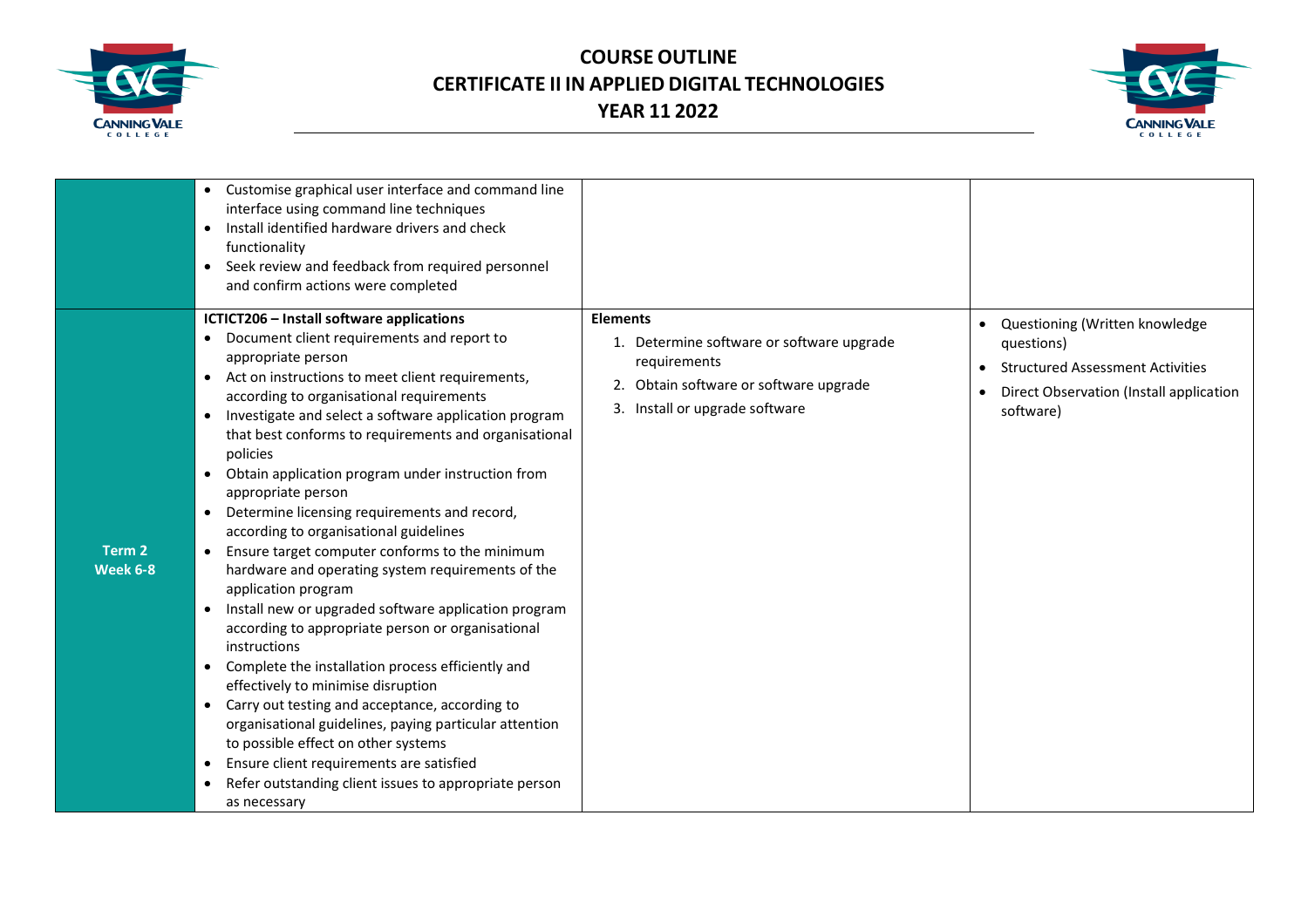| | | | |
|---|---|---|---|
| | • Customise graphical user interface and command line interface using command line techniques<br>• Install identified hardware drivers and check functionality<br>• Seek review and feedback from required personnel and confirm actions were completed | | |
| **Term 2**<br>**Week 6-8** | **ICTICT206 – Install software applications**<br>• Document client requirements and report to appropriate person<br>• Act on instructions to meet client requirements, according to organisational requirements<br>• Investigate and select a software application program that best conforms to requirements and organisational policies<br>• Obtain application program under instruction from appropriate person<br>• Determine licensing requirements and record, according to organisational guidelines<br>• Ensure target computer conforms to the minimum hardware and operating system requirements of the application program<br>• Install new or upgraded software application program according to appropriate person or organisational instructions<br>• Complete the installation process efficiently and effectively to minimise disruption<br>• Carry out testing and acceptance, according to organisational guidelines, paying particular attention to possible effect on other systems<br>• Ensure client requirements are satisfied<br>• Refer outstanding client issues to appropriate person as necessary | **Elements**<br>1. Determine software or software upgrade requirements<br>2. Obtain software or software upgrade<br>3. Install or upgrade software | • Questioning (Written knowledge questions)<br>• Structured Assessment Activities<br>• Direct Observation (Install application software) |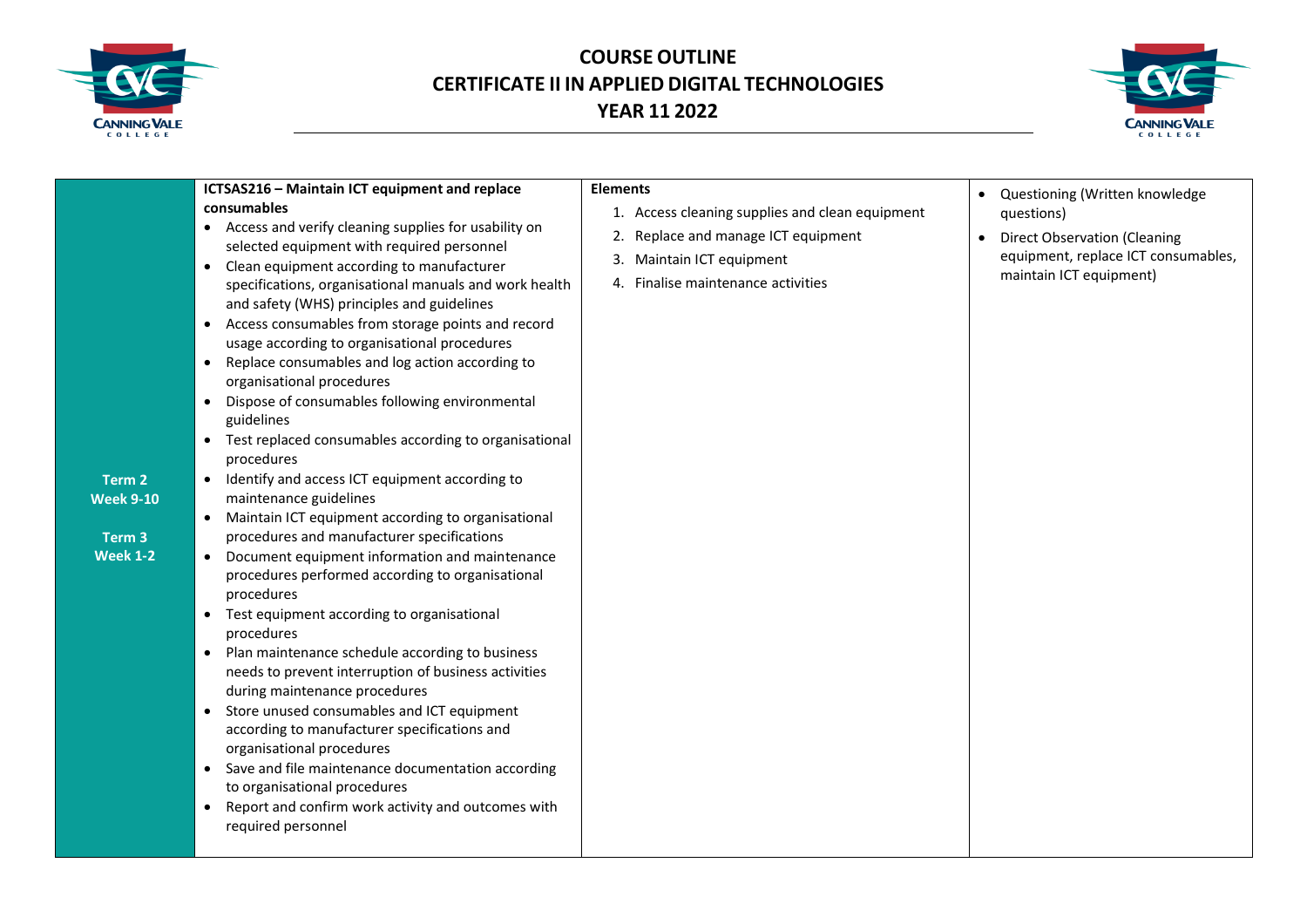# COURSE OUTLINE
# CERTIFICATE II IN APPLIED DIGITAL TECHNOLOGIES
# YEAR 11 2022

| | | | |
|---|---|---|---|
| **Term 2**<br>**Week 9-10**<br><br>**Term 3**<br>**Week 1-2** | **ICTSAS216 – Maintain ICT equipment and replace consumables**<br>• Access and verify cleaning supplies for usability on selected equipment with required personnel<br>• Clean equipment according to manufacturer specifications, organisational manuals and work health and safety (WHS) principles and guidelines<br>• Access consumables from storage points and record usage according to organisational procedures<br>• Replace consumables and log action according to organisational procedures<br>• Dispose of consumables following environmental guidelines<br>• Test replaced consumables according to organisational procedures<br>• Identify and access ICT equipment according to maintenance guidelines<br>• Maintain ICT equipment according to organisational procedures and manufacturer specifications<br>• Document equipment information and maintenance procedures performed according to organisational procedures<br>• Test equipment according to organisational procedures<br>• Plan maintenance schedule according to business needs to prevent interruption of business activities during maintenance procedures<br>• Store unused consumables and ICT equipment according to manufacturer specifications and organisational procedures<br>• Save and file maintenance documentation according to organisational procedures<br>• Report and confirm work activity and outcomes with required personnel | **Elements**<br>1. Access cleaning supplies and clean equipment<br>2. Replace and manage ICT equipment<br>3. Maintain ICT equipment<br>4. Finalise maintenance activities | • Questioning (Written knowledge questions)<br>• Direct Observation (Cleaning equipment, replace ICT consumables, maintain ICT equipment) |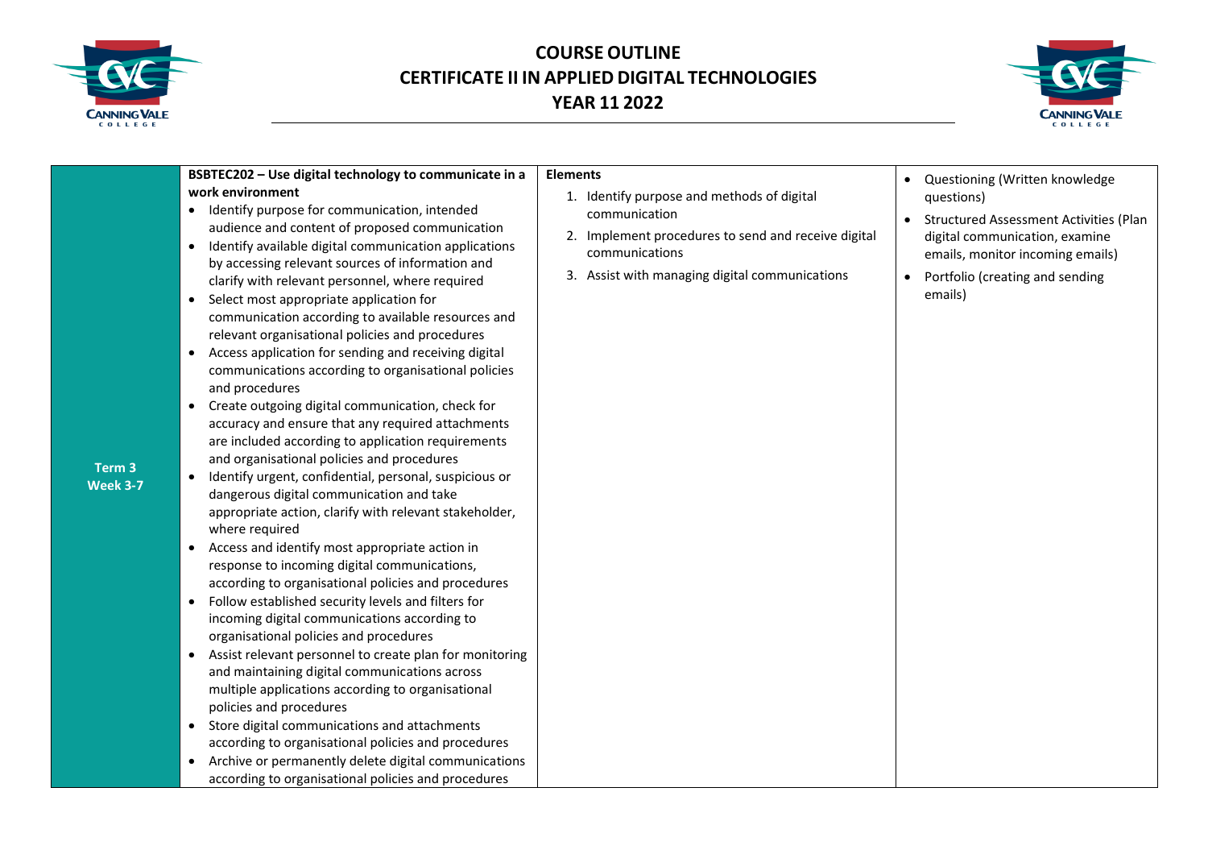# COURSE OUTLINE
# CERTIFICATE II IN APPLIED DIGITAL TECHNOLOGIES
# YEAR 11 2022

| | | | |
|---|---|---|---|
| **Term 3 Week 3-7** | **BSBTEC202 – Use digital technology to communicate in a work environment**<br>• Identify purpose for communication, intended audience and content of proposed communication<br>• Identify available digital communication applications by accessing relevant sources of information and clarify with relevant personnel, where required<br>• Select most appropriate application for communication according to available resources and relevant organisational policies and procedures<br>• Access application for sending and receiving digital communications according to organisational policies and procedures<br>• Create outgoing digital communication, check for accuracy and ensure that any required attachments are included according to application requirements and organisational policies and procedures<br>• Identify urgent, confidential, personal, suspicious or dangerous digital communication and take appropriate action, clarify with relevant stakeholder, where required<br>• Access and identify most appropriate action in response to incoming digital communications, according to organisational policies and procedures<br>• Follow established security levels and filters for incoming digital communications according to organisational policies and procedures<br>• Assist relevant personnel to create plan for monitoring and maintaining digital communications across multiple applications according to organisational policies and procedures<br>• Store digital communications and attachments according to organisational policies and procedures<br>• Archive or permanently delete digital communications according to organisational policies and procedures | **Elements**<br>1. Identify purpose and methods of digital communication<br>2. Implement procedures to send and receive digital communications<br>3. Assist with managing digital communications | • Questioning (Written knowledge questions)<br>• Structured Assessment Activities (Plan digital communication, examine emails, monitor incoming emails)<br>• Portfolio (creating and sending emails) |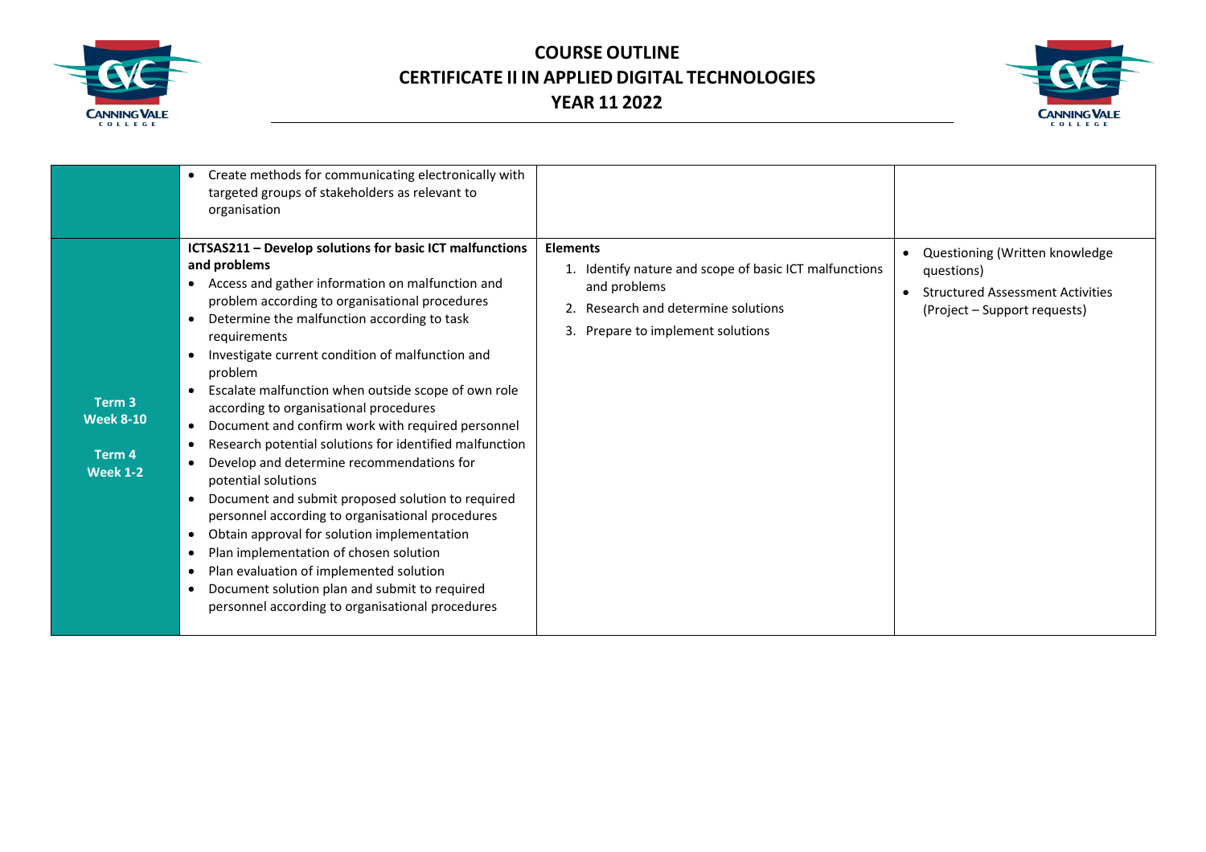| | | | |
|---|---|---|---|
| | • Create methods for communicating electronically with targeted groups of stakeholders as relevant to organisation | | |
| **Term 3 Week 8-10**<br><br>**Term 4 Week 1-2** | **ICTSAS211 – Develop solutions for basic ICT malfunctions and problems**<br>• Access and gather information on malfunction and problem according to organisational procedures<br>• Determine the malfunction according to task requirements<br>• Investigate current condition of malfunction and problem<br>• Escalate malfunction when outside scope of own role according to organisational procedures<br>• Document and confirm work with required personnel<br>• Research potential solutions for identified malfunction<br>• Develop and determine recommendations for potential solutions<br>• Document and submit proposed solution to required personnel according to organisational procedures<br>• Obtain approval for solution implementation<br>• Plan implementation of chosen solution<br>• Plan evaluation of implemented solution<br>• Document solution plan and submit to required personnel according to organisational procedures | **Elements**<br>1. Identify nature and scope of basic ICT malfunctions and problems<br>2. Research and determine solutions<br>3. Prepare to implement solutions | • Questioning (Written knowledge questions)<br>• Structured Assessment Activities (Project – Support requests) |